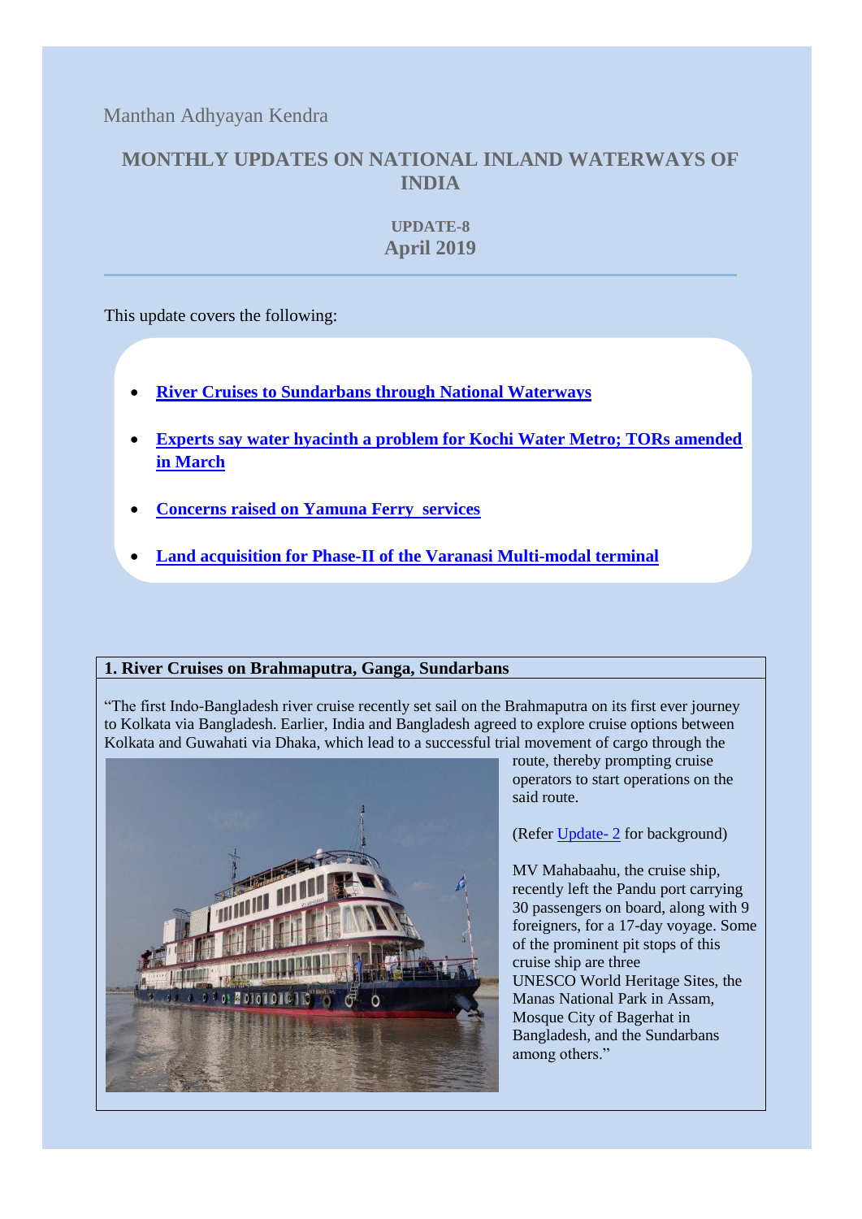Manthan Adhyayan Kendra

# MONTHLY UPDATES ON NATIONAL INLAND WATERWAYS OF INDIA

### UPDATE-8
### April 2019

---

This update covers the following:

- **River Cruises to Sundarbans through National Waterways**
- **Experts say water hyacinth a problem for Kochi Water Metro; TORs amended in March**
- **Concerns raised on Yamuna Ferry services**
- **Land acquisition for Phase-II of the Varanasi Multi-modal terminal**

## 1. River Cruises on Brahmaputra, Ganga, Sundarbans

"The first Indo-Bangladesh river cruise recently set sail on the Brahmaputra on its first ever journey to Kolkata via Bangladesh. Earlier, India and Bangladesh agreed to explore cruise options between Kolkata and Guwahati via Dhaka, which lead to a successful trial movement of cargo through the route, thereby prompting cruise operators to start operations on the said route.

(Refer Update- 2 for background)

MV Mahabaahu, the cruise ship, recently left the Pandu port carrying 30 passengers on board, along with 9 foreigners, for a 17-day voyage. Some of the prominent pit stops of this cruise ship are three UNESCO World Heritage Sites, the Manas National Park in Assam, Mosque City of Bagerhat in Bangladesh, and the Sundarbans among others."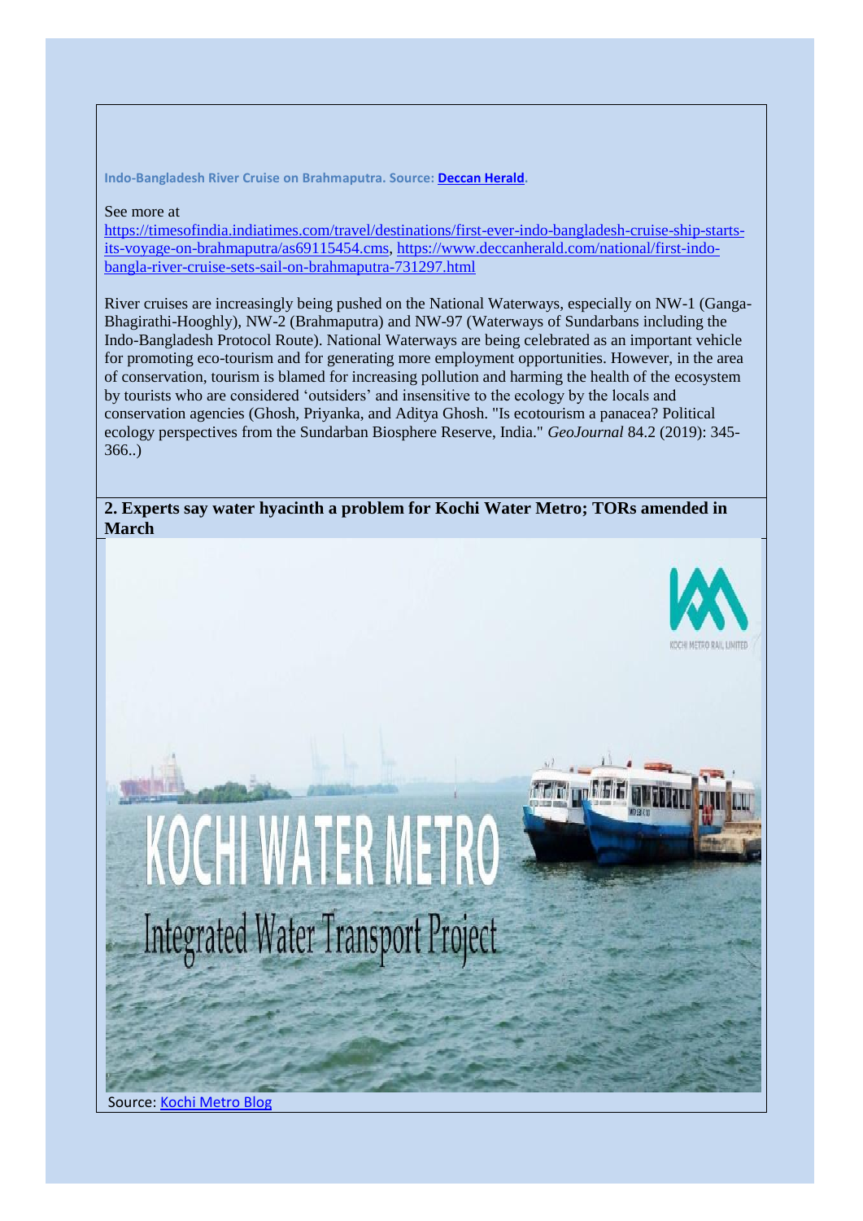**Indo-Bangladesh River Cruise on Brahmaputra. Source: [Deccan Herald](https://www.deccanherald.com/).**

See more at
https://timesofindia.indiatimes.com/travel/destinations/first-ever-indo-bangladesh-cruise-ship-starts-its-voyage-on-brahmaputra/as69115454.cms, https://www.deccanherald.com/national/first-indo-bangla-river-cruise-sets-sail-on-brahmaputra-731297.html

River cruises are increasingly being pushed on the National Waterways, especially on NW-1 (Ganga-Bhagirathi-Hooghly), NW-2 (Brahmaputra) and NW-97 (Waterways of Sundarbans including the Indo-Bangladesh Protocol Route). National Waterways are being celebrated as an important vehicle for promoting eco-tourism and for generating more employment opportunities. However, in the area of conservation, tourism is blamed for increasing pollution and harming the health of the ecosystem by tourists who are considered 'outsiders' and insensitive to the ecology by the locals and conservation agencies (Ghosh, Priyanka, and Aditya Ghosh. "Is ecotourism a panacea? Political ecology perspectives from the Sundarban Biosphere Reserve, India." *GeoJournal* 84.2 (2019): 345-366..)

## 2. Experts say water hyacinth a problem for Kochi Water Metro; TORs amended in March

Source: Kochi Metro Blog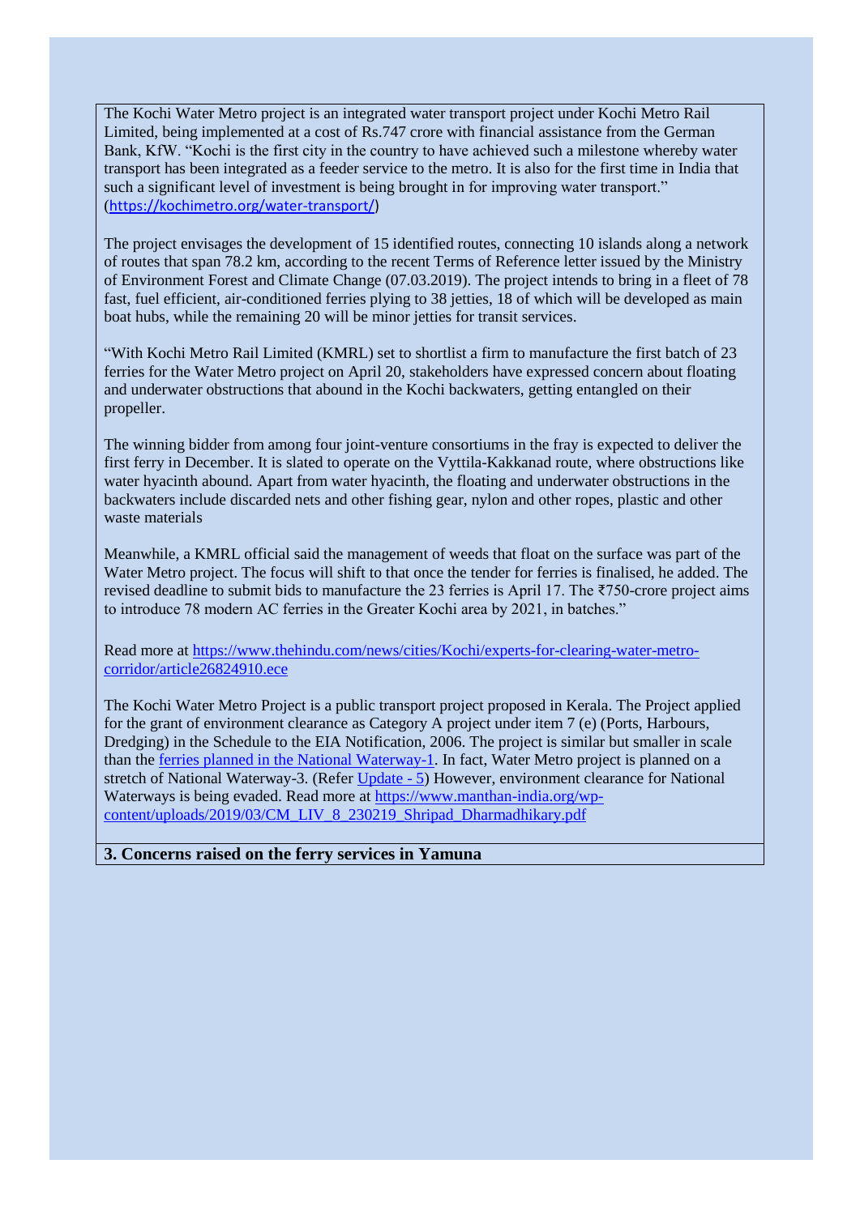The Kochi Water Metro project is an integrated water transport project under Kochi Metro Rail Limited, being implemented at a cost of Rs.747 crore with financial assistance from the German Bank, KfW. "Kochi is the first city in the country to have achieved such a milestone whereby water transport has been integrated as a feeder service to the metro. It is also for the first time in India that such a significant level of investment is being brought in for improving water transport." (https://kochimetro.org/water-transport/)

The project envisages the development of 15 identified routes, connecting 10 islands along a network of routes that span 78.2 km, according to the recent Terms of Reference letter issued by the Ministry of Environment Forest and Climate Change (07.03.2019). The project intends to bring in a fleet of 78 fast, fuel efficient, air-conditioned ferries plying to 38 jetties, 18 of which will be developed as main boat hubs, while the remaining 20 will be minor jetties for transit services.

"With Kochi Metro Rail Limited (KMRL) set to shortlist a firm to manufacture the first batch of 23 ferries for the Water Metro project on April 20, stakeholders have expressed concern about floating and underwater obstructions that abound in the Kochi backwaters, getting entangled on their propeller.

The winning bidder from among four joint-venture consortiums in the fray is expected to deliver the first ferry in December. It is slated to operate on the Vyttila-Kakkanad route, where obstructions like water hyacinth abound. Apart from water hyacinth, the floating and underwater obstructions in the backwaters include discarded nets and other fishing gear, nylon and other ropes, plastic and other waste materials

Meanwhile, a KMRL official said the management of weeds that float on the surface was part of the Water Metro project. The focus will shift to that once the tender for ferries is finalised, he added. The revised deadline to submit bids to manufacture the 23 ferries is April 17. The ₹750-crore project aims to introduce 78 modern AC ferries in the Greater Kochi area by 2021, in batches."

Read more at https://www.thehindu.com/news/cities/Kochi/experts-for-clearing-water-metro-corridor/article26824910.ece

The Kochi Water Metro Project is a public transport project proposed in Kerala. The Project applied for the grant of environment clearance as Category A project under item 7 (e) (Ports, Harbours, Dredging) in the Schedule to the EIA Notification, 2006. The project is similar but smaller in scale than the ferries planned in the National Waterway-1. In fact, Water Metro project is planned on a stretch of National Waterway-3. (Refer Update - 5) However, environment clearance for National Waterways is being evaded. Read more at https://www.manthan-india.org/wp-content/uploads/2019/03/CM_LIV_8_230219_Shripad_Dharmadhikary.pdf

**3. Concerns raised on the ferry services in Yamuna**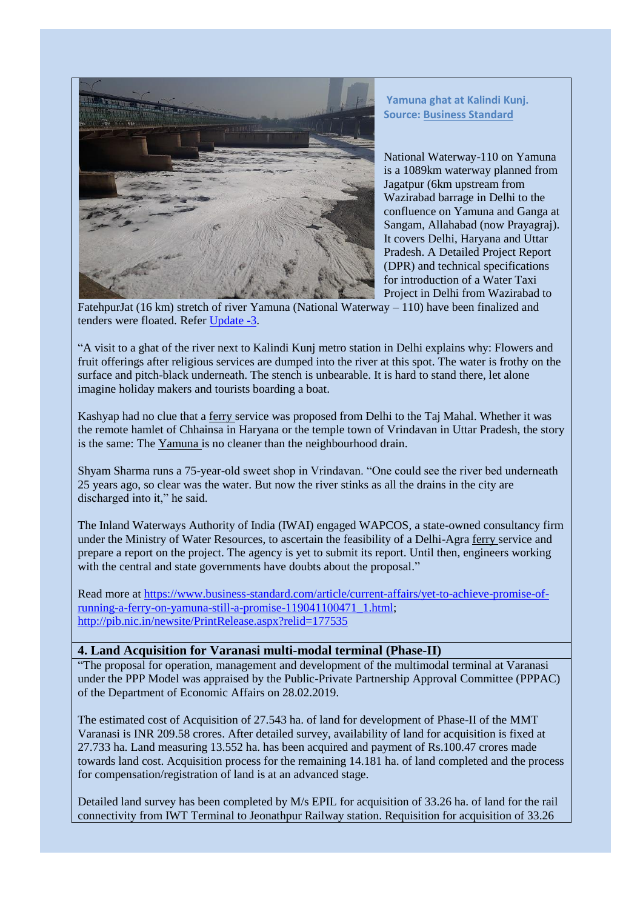Yamuna ghat at Kalindi Kunj. Source: [Business Standard]

National Waterway-110 on Yamuna is a 1089km waterway planned from Jagatpur (6km upstream from Wazirabad barrage in Delhi to the confluence on Yamuna and Ganga at Sangam, Allahabad (now Prayagraj). It covers Delhi, Haryana and Uttar Pradesh. A Detailed Project Report (DPR) and technical specifications for introduction of a Water Taxi Project in Delhi from Wazirabad to FatehpurJat (16 km) stretch of river Yamuna (National Waterway – 110) have been finalized and tenders were floated. Refer Update -3.

"A visit to a ghat of the river next to Kalindi Kunj metro station in Delhi explains why: Flowers and fruit offerings after religious services are dumped into the river at this spot. The water is frothy on the surface and pitch-black underneath. The stench is unbearable. It is hard to stand there, let alone imagine holiday makers and tourists boarding a boat.

Kashyap had no clue that a ferry service was proposed from Delhi to the Taj Mahal. Whether it was the remote hamlet of Chhainsa in Haryana or the temple town of Vrindavan in Uttar Pradesh, the story is the same: The Yamuna is no cleaner than the neighbourhood drain.

Shyam Sharma runs a 75-year-old sweet shop in Vrindavan. "One could see the river bed underneath 25 years ago, so clear was the water. But now the river stinks as all the drains in the city are discharged into it," he said.

The Inland Waterways Authority of India (IWAI) engaged WAPCOS, a state-owned consultancy firm under the Ministry of Water Resources, to ascertain the feasibility of a Delhi-Agra ferry service and prepare a report on the project. The agency is yet to submit its report. Until then, engineers working with the central and state governments have doubts about the proposal."

Read more at https://www.business-standard.com/article/current-affairs/yet-to-achieve-promise-of-running-a-ferry-on-yamuna-still-a-promise-119041100471_1.html; http://pib.nic.in/newsite/PrintRelease.aspx?relid=177535

**4. Land Acquisition for Varanasi multi-modal terminal (Phase-II)**

"The proposal for operation, management and development of the multimodal terminal at Varanasi under the PPP Model was appraised by the Public-Private Partnership Approval Committee (PPPAC) of the Department of Economic Affairs on 28.02.2019.

The estimated cost of Acquisition of 27.543 ha. of land for development of Phase-II of the MMT Varanasi is INR 209.58 crores. After detailed survey, availability of land for acquisition is fixed at 27.733 ha. Land measuring 13.552 ha. has been acquired and payment of Rs.100.47 crores made towards land cost. Acquisition process for the remaining 14.181 ha. of land completed and the process for compensation/registration of land is at an advanced stage.

Detailed land survey has been completed by M/s EPIL for acquisition of 33.26 ha. of land for the rail connectivity from IWT Terminal to Jeonathpur Railway station. Requisition for acquisition of 33.26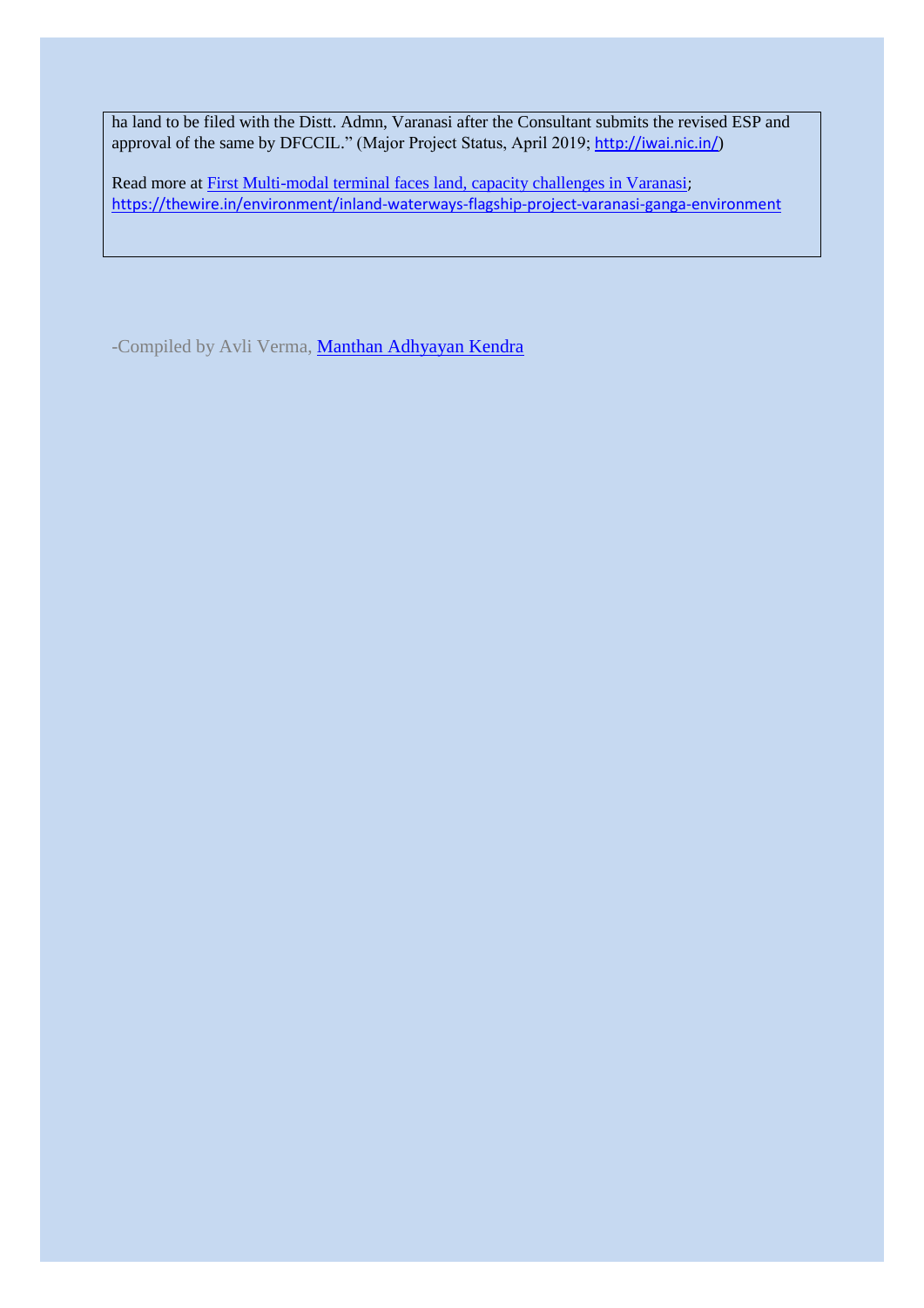ha land to be filed with the Distt. Admn, Varanasi after the Consultant submits the revised ESP and approval of the same by DFCCIL." (Major Project Status, April 2019; http://iwai.nic.in/)

Read more at First Multi-modal terminal faces land, capacity challenges in Varanasi; https://thewire.in/environment/inland-waterways-flagship-project-varanasi-ganga-environment

-Compiled by Avli Verma, Manthan Adhyayan Kendra